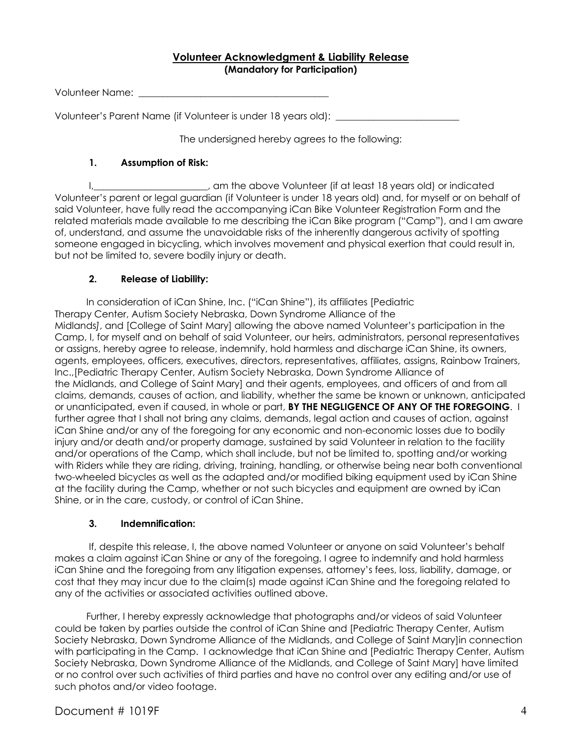## **Volunteer Acknowledgment & Liability Release**

**(Mandatory for Participation)**

Volunteer Name: ________________________________________

Volunteer's Parent Name (if Volunteer is under 18 years old): __________________________

The undersigned hereby agrees to the following:

### **1. Assumption of Risk:**

I,________________________, am the above Volunteer (if at least 18 years old) or indicated Volunteer's parent or legal guardian (if Volunteer is under 18 years old) and, for myself or on behalf of said Volunteer, have fully read the accompanying iCan Bike Volunteer Registration Form and the related materials made available to me describing the iCan Bike program ("Camp"), and I am aware of, understand, and assume the unavoidable risks of the inherently dangerous activity of spotting someone engaged in bicycling, which involves movement and physical exertion that could result in, but not be limited to, severe bodily injury or death.

### **2. Release of Liability:**

In consideration of iCan Shine, Inc. ("iCan Shine"), its affiliates [Pediatric Therapy Center, Autism Society Nebraska, Down Syndrome Alliance of the Midlands*]*, and [College of Saint Mary] allowing the above named Volunteer's participation in the Camp, I, for myself and on behalf of said Volunteer, our heirs, administrators, personal representatives or assigns, hereby agree to release, indemnify, hold harmless and discharge iCan Shine, its owners, agents, employees, officers, executives, directors, representatives, affiliates, assigns, Rainbow Trainers, Inc.,[Pediatric Therapy Center, Autism Society Nebraska, Down Syndrome Alliance of the Midlands, and College of Saint Mary] and their agents, employees, and officers of and from all claims, demands, causes of action, and liability, whether the same be known or unknown, anticipated or unanticipated, even if caused, in whole or part, **BY THE NEGLIGENCE OF ANY OF THE FOREGOING**. I further agree that I shall not bring any claims, demands, legal action and causes of action, against iCan Shine and/or any of the foregoing for any economic and non-economic losses due to bodily injury and/or death and/or property damage, sustained by said Volunteer in relation to the facility and/or operations of the Camp, which shall include, but not be limited to, spotting and/or working with Riders while they are riding, driving, training, handling, or otherwise being near both conventional two-wheeled bicycles as well as the adapted and/or modified biking equipment used by iCan Shine at the facility during the Camp, whether or not such bicycles and equipment are owned by iCan Shine, or in the care, custody, or control of iCan Shine.

### **3. Indemnification:**

If, despite this release, I, the above named Volunteer or anyone on said Volunteer's behalf makes a claim against iCan Shine or any of the foregoing, I agree to indemnify and hold harmless iCan Shine and the foregoing from any litigation expenses, attorney's fees, loss, liability, damage, or cost that they may incur due to the claim(s) made against iCan Shine and the foregoing related to any of the activities or associated activities outlined above.

Further, I hereby expressly acknowledge that photographs and/or videos of said Volunteer could be taken by parties outside the control of iCan Shine and [Pediatric Therapy Center, Autism Society Nebraska, Down Syndrome Alliance of the Midlands, and College of Saint Mary]in connection with participating in the Camp. I acknowledge that iCan Shine and [Pediatric Therapy Center, Autism Society Nebraska, Down Syndrome Alliance of the Midlands, and College of Saint Mary] have limited or no control over such activities of third parties and have no control over any editing and/or use of such photos and/or video footage.

Document # 1019F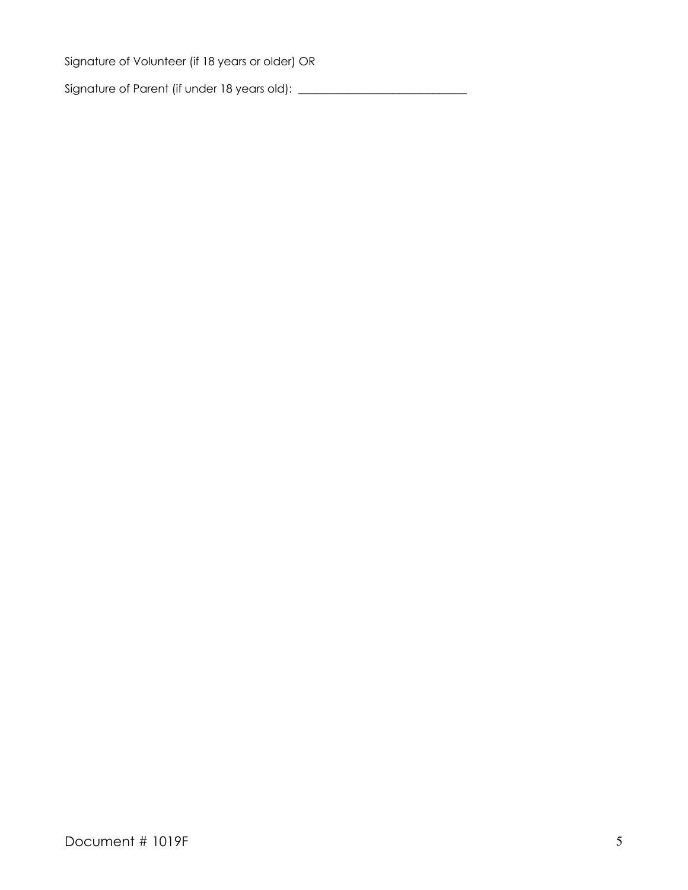Signature of Volunteer (if 18 years or older) OR

Signature of Parent (if under 18 years old): ______________________________

Document # 1019F